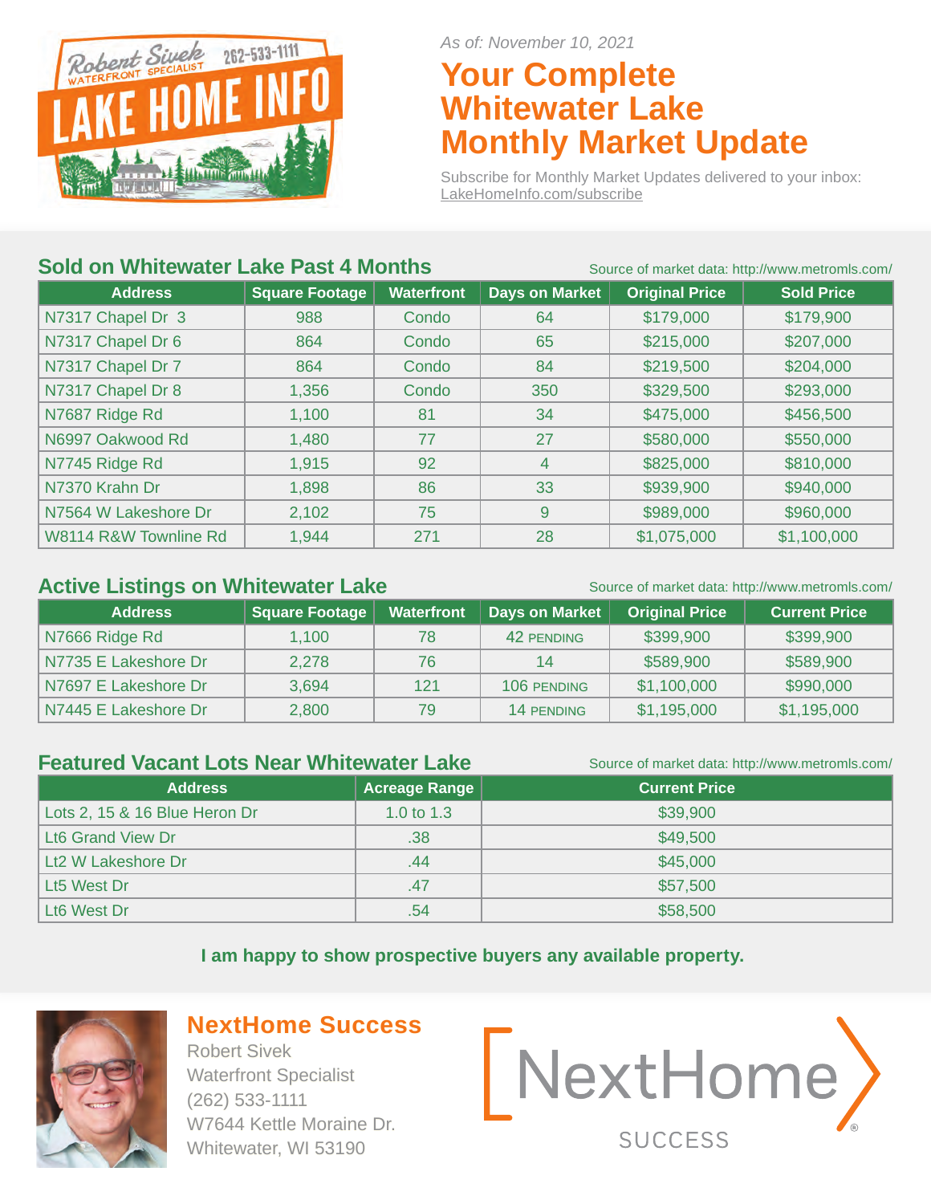Robert Sivek 262-533-1111 WATERFRONT SPECIALIST LAKE HOME INFO

*As of: November 10, 2021*

# Your Complete Whitewater Lake Monthly Market Update

Subscribe for Monthly Market Updates delivered to your inbox: LakeHomeInfo.com/subscribe

## Sold on Whitewater Lake Past 4 Months

Source of market data: http://www.metromls.com/

| Address | Square Footage | Waterfront | Days on Market | Original Price | Sold Price |
|---|---|---|---|---|---|
| N7317 Chapel Dr 3 | 988 | Condo | 64 | $179,000 | $179,900 |
| N7317 Chapel Dr 6 | 864 | Condo | 65 | $215,000 | $207,000 |
| N7317 Chapel Dr 7 | 864 | Condo | 84 | $219,500 | $204,000 |
| N7317 Chapel Dr 8 | 1,356 | Condo | 350 | $329,500 | $293,000 |
| N7687 Ridge Rd | 1,100 | 81 | 34 | $475,000 | $456,500 |
| N6997 Oakwood Rd | 1,480 | 77 | 27 | $580,000 | $550,000 |
| N7745 Ridge Rd | 1,915 | 92 | 4 | $825,000 | $810,000 |
| N7370 Krahn Dr | 1,898 | 86 | 33 | $939,900 | $940,000 |
| N7564 W Lakeshore Dr | 2,102 | 75 | 9 | $989,000 | $960,000 |
| W8114 R&W Townline Rd | 1,944 | 271 | 28 | $1,075,000 | $1,100,000 |

## Active Listings on Whitewater Lake

Source of market data: http://www.metromls.com/

| Address | Square Footage | Waterfront | Days on Market | Original Price | Current Price |
|---|---|---|---|---|---|
| N7666 Ridge Rd | 1,100 | 78 | 42 PENDING | $399,900 | $399,900 |
| N7735 E Lakeshore Dr | 2,278 | 76 | 14 | $589,900 | $589,900 |
| N7697 E Lakeshore Dr | 3,694 | 121 | 106 PENDING | $1,100,000 | $990,000 |
| N7445 E Lakeshore Dr | 2,800 | 79 | 14 PENDING | $1,195,000 | $1,195,000 |

## Featured Vacant Lots Near Whitewater Lake

Source of market data: http://www.metromls.com/

| Address | Acreage Range | Current Price |
|---|---|---|
| Lots 2, 15 & 16 Blue Heron Dr | 1.0 to 1.3 | $39,900 |
| Lt6 Grand View Dr | .38 | $49,500 |
| Lt2 W Lakeshore Dr | .44 | $45,000 |
| Lt5 West Dr | .47 | $57,500 |
| Lt6 West Dr | .54 | $58,500 |

**I am happy to show prospective buyers any available property.**

## NextHome Success

Robert Sivek
Waterfront Specialist
(262) 533-1111
W7644 Kettle Moraine Dr.
Whitewater, WI 53190

NextHome SUCCESS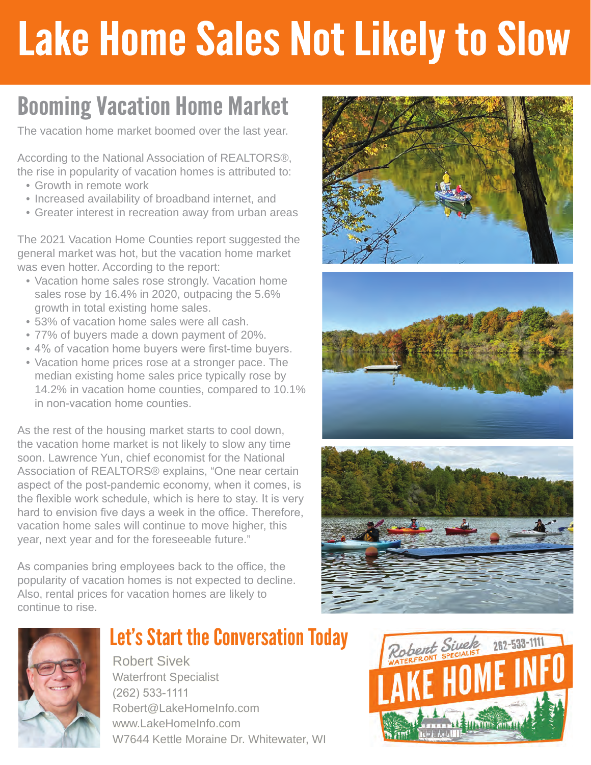# Lake Home Sales Not Likely to Slow

## Booming Vacation Home Market

The vacation home market boomed over the last year.

According to the National Association of REALTORS®, the rise in popularity of vacation homes is attributed to:

- Growth in remote work
- Increased availability of broadband internet, and
- Greater interest in recreation away from urban areas

The 2021 Vacation Home Counties report suggested the general market was hot, but the vacation home market was even hotter. According to the report:

- Vacation home sales rose strongly. Vacation home sales rose by 16.4% in 2020, outpacing the 5.6% growth in total existing home sales.
- 53% of vacation home sales were all cash.
- 77% of buyers made a down payment of 20%.
- 4% of vacation home buyers were first-time buyers.
- Vacation home prices rose at a stronger pace. The median existing home sales price typically rose by 14.2% in vacation home counties, compared to 10.1% in non-vacation home counties.

As the rest of the housing market starts to cool down, the vacation home market is not likely to slow any time soon. Lawrence Yun, chief economist for the National Association of REALTORS® explains, "One near certain aspect of the post-pandemic economy, when it comes, is the flexible work schedule, which is here to stay. It is very hard to envision five days a week in the office. Therefore, vacation home sales will continue to move higher, this year, next year and for the foreseeable future."

As companies bring employees back to the office, the popularity of vacation homes is not expected to decline. Also, rental prices for vacation homes are likely to continue to rise.

## Let's Start the Conversation Today

Robert Sivek
Waterfront Specialist
(262) 533-1111
Robert@LakeHomeInfo.com
www.LakeHomeInfo.com
W7644 Kettle Moraine Dr. Whitewater, WI

Robert Sivek WATERFRONT SPECIALIST 262-533-1111
LAKE HOME INFO